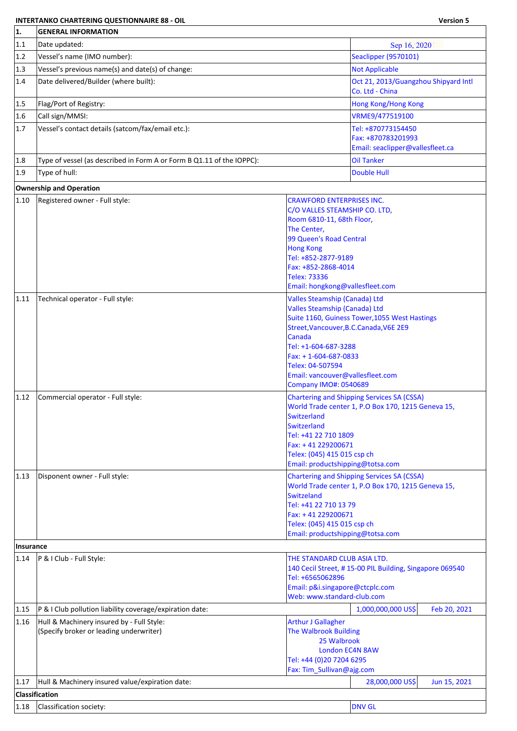**INTERTANKO CHARTERING QUESTIONNAIRE 88 - OIL** | **Version 5**

| **1.** | **GENERAL INFORMATION** | | |
|---|---|---|---|
| 1.1 | Date updated: | Sep 16, 2020 | |
| 1.2 | Vessel's name (IMO number): | Seaclipper (9570101) | |
| 1.3 | Vessel's previous name(s) and date(s) of change: | Not Applicable | |
| 1.4 | Date delivered/Builder (where built): | Oct 21, 2013/Guangzhou Shipyard Intl Co. Ltd - China | |
| 1.5 | Flag/Port of Registry: | Hong Kong/Hong Kong | |
| 1.6 | Call sign/MMSI: | VRME9/477519100 | |
| 1.7 | Vessel's contact details (satcom/fax/email etc.): | Tel: +870773154450<br>Fax: +870783201993<br>Email: seaclipper@vallesfleet.ca | |
| 1.8 | Type of vessel (as described in Form A or Form B Q1.11 of the IOPPC): | Oil Tanker | |
| 1.9 | Type of hull: | Double Hull | |
| **Ownership and Operation** | | | |
| 1.10 | Registered owner - Full style: | CRAWFORD ENTERPRISES INC.<br>C/O VALLES STEAMSHIP CO. LTD,<br>Room 6810-11, 68th Floor,<br>The Center,<br>99 Queen's Road Central<br>Hong Kong<br>Tel: +852-2877-9189<br>Fax: +852-2868-4014<br>Telex: 73336<br>Email: hongkong@vallesfleet.com | |
| 1.11 | Technical operator - Full style: | Valles Steamship (Canada) Ltd<br>Valles Steamship (Canada) Ltd<br>Suite 1160, Guiness Tower,1055 West Hastings Street,Vancouver,B.C.Canada,V6E 2E9<br>Canada<br>Tel: +1-604-687-3288<br>Fax: + 1-604-687-0833<br>Telex: 04-507594<br>Email: vancouver@vallesfleet.com<br>Company IMO#: 0540689 | |
| 1.12 | Commercial operator - Full style: | Chartering and Shipping Services SA (CSSA)<br>World Trade center 1, P.O Box 170, 1215 Geneva 15, Switzerland<br>Switzerland<br>Tel: +41 22 710 1809<br>Fax: + 41 229200671<br>Telex: (045) 415 015 csp ch<br>Email: productshipping@totsa.com | |
| 1.13 | Disponent owner - Full style: | Chartering and Shipping Services SA (CSSA)<br>World Trade center 1, P.O Box 170, 1215 Geneva 15, Switzerland<br>Tel: +41 22 710 13 79<br>Fax: + 41 229200671<br>Telex: (045) 415 015 csp ch<br>Email: productshipping@totsa.com | |
| **Insurance** | | | |
| 1.14 | P & I Club - Full Style: | THE STANDARD CLUB ASIA LTD.<br>140 Cecil Street, # 15-00 PIL Building, Singapore 069540<br>Tel: +6565062896<br>Email: p&i.singapore@ctcplc.com<br>Web: www.standard-club.com | |
| 1.15 | P & I Club pollution liability coverage/expiration date: | 1,000,000,000 US$ | Feb 20, 2021 |
| 1.16 | Hull & Machinery insured by - Full Style:<br>(Specify broker or leading underwriter) | Arthur J Gallagher<br>The Walbrook Building<br>25 Walbrook<br>London EC4N 8AW<br>Tel: +44 (0)20 7204 6295<br>Fax: Tim_Sullivan@ajg.com | |
| 1.17 | Hull & Machinery insured value/expiration date: | 28,000,000 US$ | Jun 15, 2021 |
| **Classification** | | | |
| 1.18 | Classification society: | DNV GL | |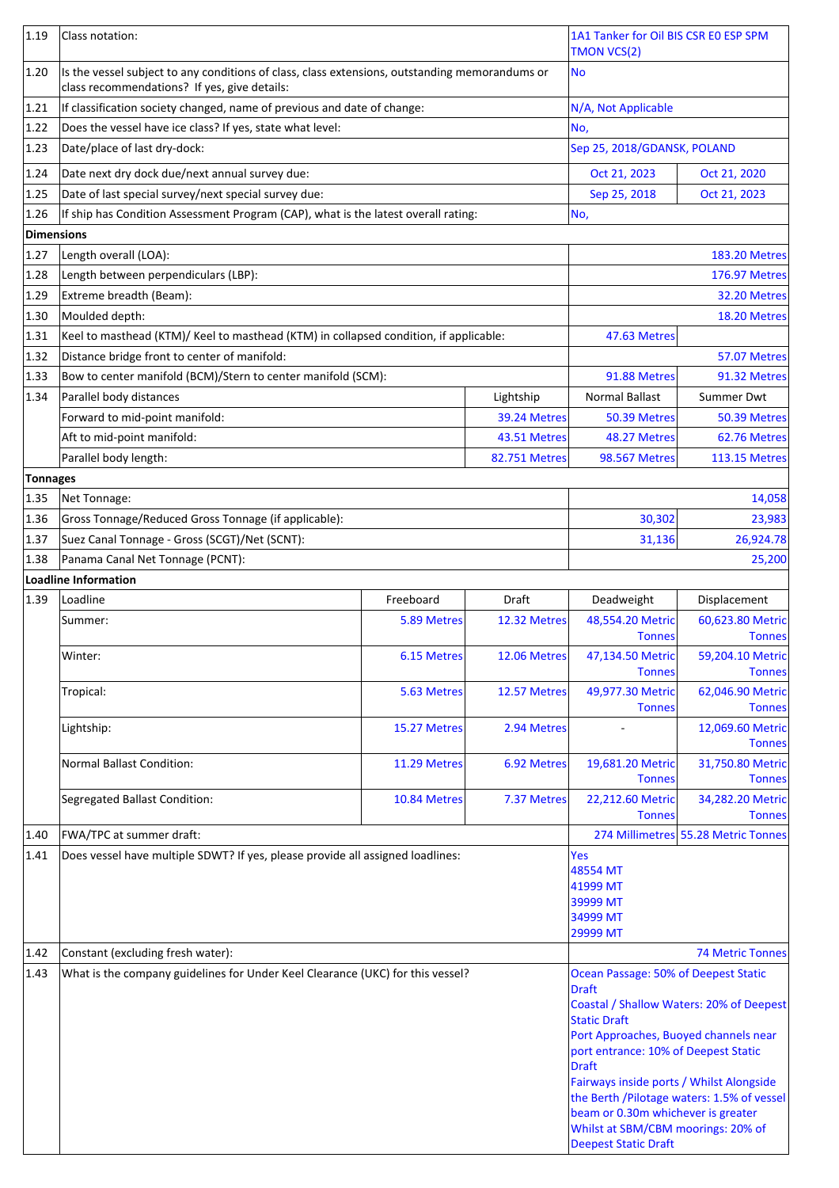| | | | | | |
|---|---|---|---|---|---|
| 1.19 | Class notation: | | | 1A1 Tanker for Oil BIS CSR E0 ESP SPM TMON VCS(2) | |
| 1.20 | Is the vessel subject to any conditions of class, class extensions, outstanding memorandums or class recommendations? If yes, give details: | | | No | |
| 1.21 | If classification society changed, name of previous and date of change: | | | N/A, Not Applicable | |
| 1.22 | Does the vessel have ice class? If yes, state what level: | | | No, | |
| 1.23 | Date/place of last dry-dock: | | | Sep 25, 2018/GDANSK, POLAND | |
| 1.24 | Date next dry dock due/next annual survey due: | | | Oct 21, 2023 | Oct 21, 2020 |
| 1.25 | Date of last special survey/next special survey due: | | | Sep 25, 2018 | Oct 21, 2023 |
| 1.26 | If ship has Condition Assessment Program (CAP), what is the latest overall rating: | | | No, | |
| **Dimensions** | | | | | |
| 1.27 | Length overall (LOA): | | | | 183.20 Metres |
| 1.28 | Length between perpendiculars (LBP): | | | | 176.97 Metres |
| 1.29 | Extreme breadth (Beam): | | | | 32.20 Metres |
| 1.30 | Moulded depth: | | | | 18.20 Metres |
| 1.31 | Keel to masthead (KTM)/ Keel to masthead (KTM) in collapsed condition, if applicable: | | | 47.63 Metres | |
| 1.32 | Distance bridge front to center of manifold: | | | | 57.07 Metres |
| 1.33 | Bow to center manifold (BCM)/Stern to center manifold (SCM): | | | 91.88 Metres | 91.32 Metres |
| 1.34 | Parallel body distances | | Lightship | Normal Ballast | Summer Dwt |
| | Forward to mid-point manifold: | | 39.24 Metres | 50.39 Metres | 50.39 Metres |
| | Aft to mid-point manifold: | | 43.51 Metres | 48.27 Metres | 62.76 Metres |
| | Parallel body length: | | 82.751 Metres | 98.567 Metres | 113.15 Metres |
| **Tonnages** | | | | | |
| 1.35 | Net Tonnage: | | | | 14,058 |
| 1.36 | Gross Tonnage/Reduced Gross Tonnage (if applicable): | | | 30,302 | 23,983 |
| 1.37 | Suez Canal Tonnage - Gross (SCGT)/Net (SCNT): | | | 31,136 | 26,924.78 |
| 1.38 | Panama Canal Net Tonnage (PCNT): | | | | 25,200 |
| **Loadline Information** | | | | | |
| 1.39 | Loadline | Freeboard | Draft | Deadweight | Displacement |
| | Summer: | 5.89 Metres | 12.32 Metres | 48,554.20 Metric Tonnes | 60,623.80 Metric Tonnes |
| | Winter: | 6.15 Metres | 12.06 Metres | 47,134.50 Metric Tonnes | 59,204.10 Metric Tonnes |
| | Tropical: | 5.63 Metres | 12.57 Metres | 49,977.30 Metric Tonnes | 62,046.90 Metric Tonnes |
| | Lightship: | 15.27 Metres | 2.94 Metres | - | 12,069.60 Metric Tonnes |
| | Normal Ballast Condition: | 11.29 Metres | 6.92 Metres | 19,681.20 Metric Tonnes | 31,750.80 Metric Tonnes |
| | Segregated Ballast Condition: | 10.84 Metres | 7.37 Metres | 22,212.60 Metric Tonnes | 34,282.20 Metric Tonnes |
| 1.40 | FWA/TPC at summer draft: | | | 274 Millimetres | 55.28 Metric Tonnes |
| 1.41 | Does vessel have multiple SDWT? If yes, please provide all assigned loadlines: | | | Yes<br>48554 MT<br>41999 MT<br>39999 MT<br>34999 MT<br>29999 MT | |
| 1.42 | Constant (excluding fresh water): | | | | 74 Metric Tonnes |
| 1.43 | What is the company guidelines for Under Keel Clearance (UKC) for this vessel? | | | Ocean Passage: 50% of Deepest Static Draft<br>Coastal / Shallow Waters: 20% of Deepest Static Draft<br>Port Approaches, Buoyed channels near port entrance: 10% of Deepest Static Draft<br>Fairways inside ports / Whilst Alongside the Berth /Pilotage waters: 1.5% of vessel beam or 0.30m whichever is greater<br>Whilst at SBM/CBM moorings: 20% of Deepest Static Draft | |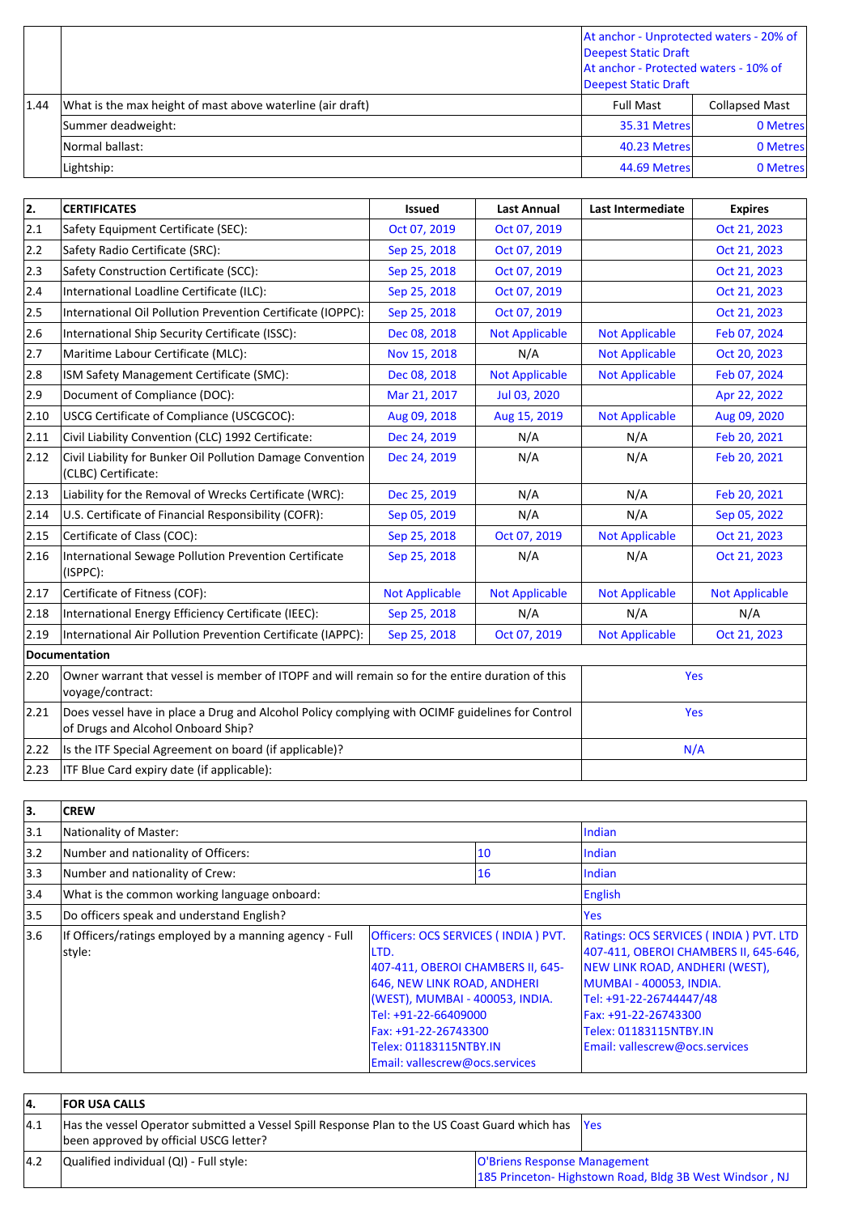| | | | |
|---|---|---|---|
| | | At anchor - Unprotected waters - 20% of Deepest Static Draft<br>At anchor - Protected waters - 10% of Deepest Static Draft | |
| 1.44 | What is the max height of mast above waterline (air draft) | Full Mast | Collapsed Mast |
| | Summer deadweight: | 35.31 Metres | 0 Metres |
| | Normal ballast: | 40.23 Metres | 0 Metres |
| | Lightship: | 44.69 Metres | 0 Metres |

| 2. | CERTIFICATES | Issued | Last Annual | Last Intermediate | Expires |
|---|---|---|---|---|---|
| 2.1 | Safety Equipment Certificate (SEC): | Oct 07, 2019 | Oct 07, 2019 | | Oct 21, 2023 |
| 2.2 | Safety Radio Certificate (SRC): | Sep 25, 2018 | Oct 07, 2019 | | Oct 21, 2023 |
| 2.3 | Safety Construction Certificate (SCC): | Sep 25, 2018 | Oct 07, 2019 | | Oct 21, 2023 |
| 2.4 | International Loadline Certificate (ILC): | Sep 25, 2018 | Oct 07, 2019 | | Oct 21, 2023 |
| 2.5 | International Oil Pollution Prevention Certificate (IOPPC): | Sep 25, 2018 | Oct 07, 2019 | | Oct 21, 2023 |
| 2.6 | International Ship Security Certificate (ISSC): | Dec 08, 2018 | Not Applicable | Not Applicable | Feb 07, 2024 |
| 2.7 | Maritime Labour Certificate (MLC): | Nov 15, 2018 | N/A | Not Applicable | Oct 20, 2023 |
| 2.8 | ISM Safety Management Certificate (SMC): | Dec 08, 2018 | Not Applicable | Not Applicable | Feb 07, 2024 |
| 2.9 | Document of Compliance (DOC): | Mar 21, 2017 | Jul 03, 2020 | | Apr 22, 2022 |
| 2.10 | USCG Certificate of Compliance (USCGCOC): | Aug 09, 2018 | Aug 15, 2019 | Not Applicable | Aug 09, 2020 |
| 2.11 | Civil Liability Convention (CLC) 1992 Certificate: | Dec 24, 2019 | N/A | N/A | Feb 20, 2021 |
| 2.12 | Civil Liability for Bunker Oil Pollution Damage Convention (CLBC) Certificate: | Dec 24, 2019 | N/A | N/A | Feb 20, 2021 |
| 2.13 | Liability for the Removal of Wrecks Certificate (WRC): | Dec 25, 2019 | N/A | N/A | Feb 20, 2021 |
| 2.14 | U.S. Certificate of Financial Responsibility (COFR): | Sep 05, 2019 | N/A | N/A | Sep 05, 2022 |
| 2.15 | Certificate of Class (COC): | Sep 25, 2018 | Oct 07, 2019 | Not Applicable | Oct 21, 2023 |
| 2.16 | International Sewage Pollution Prevention Certificate (ISPPC): | Sep 25, 2018 | N/A | N/A | Oct 21, 2023 |
| 2.17 | Certificate of Fitness (COF): | Not Applicable | Not Applicable | Not Applicable | Not Applicable |
| 2.18 | International Energy Efficiency Certificate (IEEC): | Sep 25, 2018 | N/A | N/A | N/A |
| 2.19 | International Air Pollution Prevention Certificate (IAPPC): | Sep 25, 2018 | Oct 07, 2019 | Not Applicable | Oct 21, 2023 |
| **Documentation** | | | | | |
| 2.20 | Owner warrant that vessel is member of ITOPF and will remain so for the entire duration of this voyage/contract: | Yes | | | |
| 2.21 | Does vessel have in place a Drug and Alcohol Policy complying with OCIMF guidelines for Control of Drugs and Alcohol Onboard Ship? | Yes | | | |
| 2.22 | Is the ITF Special Agreement on board (if applicable)? | N/A | | | |
| 2.23 | ITF Blue Card expiry date (if applicable): | | | | |

| 3. | CREW | | |
|---|---|---|---|
| 3.1 | Nationality of Master: | | Indian |
| 3.2 | Number and nationality of Officers: | 10 | Indian |
| 3.3 | Number and nationality of Crew: | 16 | Indian |
| 3.4 | What is the common working language onboard: | | English |
| 3.5 | Do officers speak and understand English? | | Yes |
| 3.6 | If Officers/ratings employed by a manning agency - Full style: | Officers: OCS SERVICES ( INDIA ) PVT. LTD.<br>407-411, OBEROI CHAMBERS II, 645-646, NEW LINK ROAD, ANDHERI (WEST), MUMBAI - 400053, INDIA.<br>Tel: +91-22-66409000<br>Fax: +91-22-26743300<br>Telex: 01183115NTBY.IN<br>Email: vallescrew@ocs.services | Ratings: OCS SERVICES ( INDIA ) PVT. LTD<br>407-411, OBEROI CHAMBERS II, 645-646, NEW LINK ROAD, ANDHERI (WEST), MUMBAI - 400053, INDIA.<br>Tel: +91-22-26744447/48<br>Fax: +91-22-26743300<br>Telex: 01183115NTBY.IN<br>Email: vallescrew@ocs.services |

| 4. | FOR USA CALLS | |
|---|---|---|
| 4.1 | Has the vessel Operator submitted a Vessel Spill Response Plan to the US Coast Guard which has been approved by official USCG letter? | Yes |
| 4.2 | Qualified individual (QI) - Full style: | O'Briens Response Management<br>185 Princeton- Highstown Road, Bldg 3B West Windsor , NJ |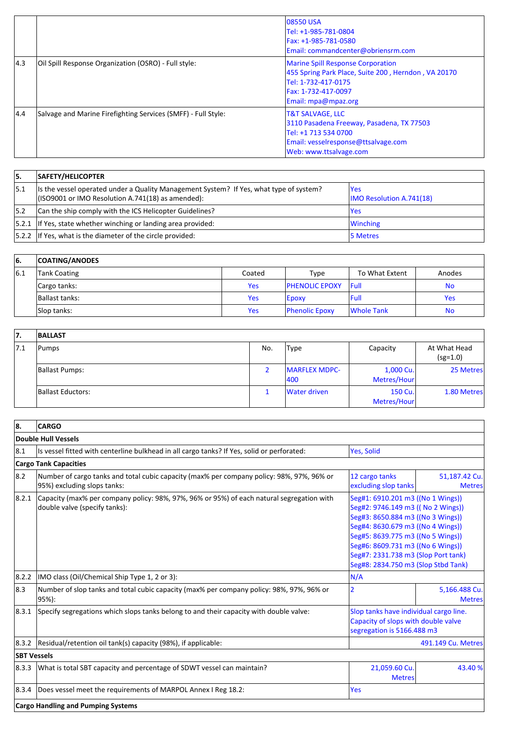| | | |
|---|---|---|
| | | 08550 USA<br>Tel: +1-985-781-0804<br>Fax: +1-985-781-0580<br>Email: commandcenter@obriensrm.com |
| 4.3 | Oil Spill Response Organization (OSRO) - Full style: | Marine Spill Response Corporation<br>455 Spring Park Place, Suite 200 , Herndon , VA 20170<br>Tel: 1-732-417-0175<br>Fax: 1-732-417-0097<br>Email: mpa@mpaz.org |
| 4.4 | Salvage and Marine Firefighting Services (SMFF) - Full Style: | T&T SALVAGE, LLC<br>3110 Pasadena Freeway, Pasadena, TX 77503<br>Tel: +1 713 534 0700<br>Email: vesselresponse@ttsalvage.com<br>Web: www.ttsalvage.com |

| 5. | SAFETY/HELICOPTER | |
|---|---|---|
| 5.1 | Is the vessel operated under a Quality Management System? If Yes, what type of system? (ISO9001 or IMO Resolution A.741(18) as amended): | Yes<br>IMO Resolution A.741(18) |
| 5.2 | Can the ship comply with the ICS Helicopter Guidelines? | Yes |
| 5.2.1 | If Yes, state whether winching or landing area provided: | Winching |
| 5.2.2 | If Yes, what is the diameter of the circle provided: | 5 Metres |

| 6. | COATING/ANODES | | | | |
|---|---|---|---|---|---|
| 6.1 | Tank Coating | Coated | Type | To What Extent | Anodes |
| | Cargo tanks: | Yes | PHENOLIC EPOXY | Full | No |
| | Ballast tanks: | Yes | Epoxy | Full | Yes |
| | Slop tanks: | Yes | Phenolic Epoxy | Whole Tank | No |

| 7. | BALLAST | | | | |
|---|---|---|---|---|---|
| 7.1 | Pumps | No. | Type | Capacity | At What Head (sg=1.0) |
| | Ballast Pumps: | 2 | MARFLEX MDPC-400 | 1,000 Cu. Metres/Hour | 25 Metres |
| | Ballast Eductors: | 1 | Water driven | 150 Cu. Metres/Hour | 1.80 Metres |

| 8. | CARGO | | |
|---|---|---|---|
| **Double Hull Vessels** | | | |
| 8.1 | Is vessel fitted with centerline bulkhead in all cargo tanks? If Yes, solid or perforated: | Yes, Solid | |
| **Cargo Tank Capacities** | | | |
| 8.2 | Number of cargo tanks and total cubic capacity (max% per company policy: 98%, 97%, 96% or 95%) excluding slops tanks: | 12 cargo tanks excluding slop tanks | 51,187.42 Cu. Metres |
| 8.2.1 | Capacity (max% per company policy: 98%, 97%, 96% or 95%) of each natural segregation with double valve (specify tanks): | Seg#1: 6910.201 m3 ((No 1 Wings))<br>Seg#2: 9746.149 m3 (( No 2 Wings))<br>Seg#3: 8650.884 m3 ((No 3 Wings))<br>Seg#4: 8630.679 m3 ((No 4 Wings))<br>Seg#5: 8639.775 m3 ((No 5 Wings))<br>Seg#6: 8609.731 m3 ((No 6 Wings))<br>Seg#7: 2331.738 m3 (Slop Port tank)<br>Seg#8: 2834.750 m3 (Slop Stbd Tank) | |
| 8.2.2 | IMO class (Oil/Chemical Ship Type 1, 2 or 3): | N/A | |
| 8.3 | Number of slop tanks and total cubic capacity (max% per company policy: 98%, 97%, 96% or 95%): | 2 | 5,166.488 Cu. Metres |
| 8.3.1 | Specify segregations which slops tanks belong to and their capacity with double valve: | Slop tanks have individual cargo line. Capacity of slops with double valve segregation is 5166.488 m3 | |
| 8.3.2 | Residual/retention oil tank(s) capacity (98%), if applicable: | | 491.149 Cu. Metres |
| **SBT Vessels** | | | |
| 8.3.3 | What is total SBT capacity and percentage of SDWT vessel can maintain? | 21,059.60 Cu. Metres | 43.40 % |
| 8.3.4 | Does vessel meet the requirements of MARPOL Annex I Reg 18.2: | Yes | |
| **Cargo Handling and Pumping Systems** | | | |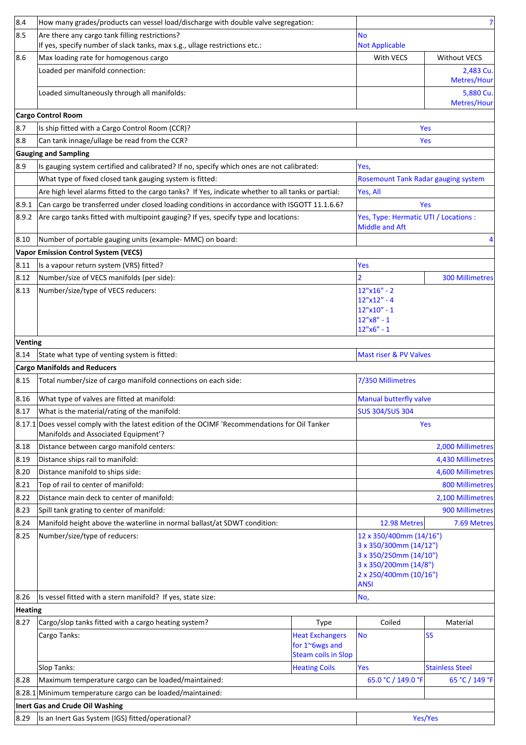| | | | | | |
|---|---|---|---|---|---|
| 8.4 | How many grades/products can vessel load/discharge with double valve segregation: | | | | 7 |
| 8.5 | Are there any cargo tank filling restrictions?<br>If yes, specify number of slack tanks, max s.g., ullage restrictions etc.: | | No<br>Not Applicable | | |
| 8.6 | Max loading rate for homogenous cargo | | With VECS | | Without VECS |
| | Loaded per manifold connection: | | | | 2,483 Cu. Metres/Hour |
| | Loaded simultaneously through all manifolds: | | | | 5,880 Cu. Metres/Hour |
| **Cargo Control Room** | | | | | |
| 8.7 | Is ship fitted with a Cargo Control Room (CCR)? | | Yes | | |
| 8.8 | Can tank innage/ullage be read from the CCR? | | Yes | | |
| **Gauging and Sampling** | | | | | |
| 8.9 | Is gauging system certified and calibrated? If no, specify which ones are not calibrated: | | Yes, | | |
| | What type of fixed closed tank gauging system is fitted: | | Rosemount Tank Radar gauging system | | |
| | Are high level alarms fitted to the cargo tanks? If Yes, indicate whether to all tanks or partial: | | Yes, All | | |
| 8.9.1 | Can cargo be transferred under closed loading conditions in accordance with ISGOTT 11.1.6.6? | | Yes | | |
| 8.9.2 | Are cargo tanks fitted with multipoint gauging? If yes, specify type and locations: | | Yes, Type: Hermatic UTI / Locations : Middle and Aft | | |
| 8.10 | Number of portable gauging units (example- MMC) on board: | | | | 4 |
| **Vapor Emission Control System (VECS)** | | | | | |
| 8.11 | Is a vapour return system (VRS) fitted? | | Yes | | |
| 8.12 | Number/size of VECS manifolds (per side): | | 2 | | 300 Millimetres |
| 8.13 | Number/size/type of VECS reducers: | | 12"x16" - 2<br>12"x12" - 4<br>12"x10" - 1<br>12"x8" - 1<br>12"x6" - 1 | | |
| **Venting** | | | | | |
| 8.14 | State what type of venting system is fitted: | | Mast riser & PV Valves | | |
| **Cargo Manifolds and Reducers** | | | | | |
| 8.15 | Total number/size of cargo manifold connections on each side: | | 7/350 Millimetres | | |
| 8.16 | What type of valves are fitted at manifold: | | Manual butterfly valve | | |
| 8.17 | What is the material/rating of the manifold: | | SUS 304/SUS 304 | | |
| 8.17.1 | Does vessel comply with the latest edition of the OCIMF 'Recommendations for Oil Tanker Manifolds and Associated Equipment'? | | Yes | | |
| 8.18 | Distance between cargo manifold centers: | | | | 2,000 Millimetres |
| 8.19 | Distance ships rail to manifold: | | | | 4,430 Millimetres |
| 8.20 | Distance manifold to ships side: | | | | 4,600 Millimetres |
| 8.21 | Top of rail to center of manifold: | | | | 800 Millimetres |
| 8.22 | Distance main deck to center of manifold: | | | | 2,100 Millimetres |
| 8.23 | Spill tank grating to center of manifold: | | | | 900 Millimetres |
| 8.24 | Manifold height above the waterline in normal ballast/at SDWT condition: | | 12.98 Metres | | 7.69 Metres |
| 8.25 | Number/size/type of reducers: | | 12 x 350/400mm (14/16")<br>3 x 350/300mm (14/12")<br>3 x 350/250mm (14/10")<br>3 x 350/200mm (14/8")<br>2 x 250/400mm (10/16")<br>ANSI | | |
| 8.26 | Is vessel fitted with a stern manifold? If yes, state size: | | No, | | |
| **Heating** | | | | | |
| 8.27 | Cargo/slop tanks fitted with a cargo heating system? | Type | Coiled | | Material |
| | Cargo Tanks: | Heat Exchangers for 1~6wgs and Steam coils in Slop | No | | SS |
| | Slop Tanks: | Heating Coils | Yes | | Stainless Steel |
| 8.28 | Maximum temperature cargo can be loaded/maintained: | | 65.0 °C / 149.0 °F | | 65 °C / 149 °F |
| 8.28.1 | Minimum temperature cargo can be loaded/maintained: | | | | |
| **Inert Gas and Crude Oil Washing** | | | | | |
| 8.29 | Is an Inert Gas System (IGS) fitted/operational? | | Yes/Yes | | |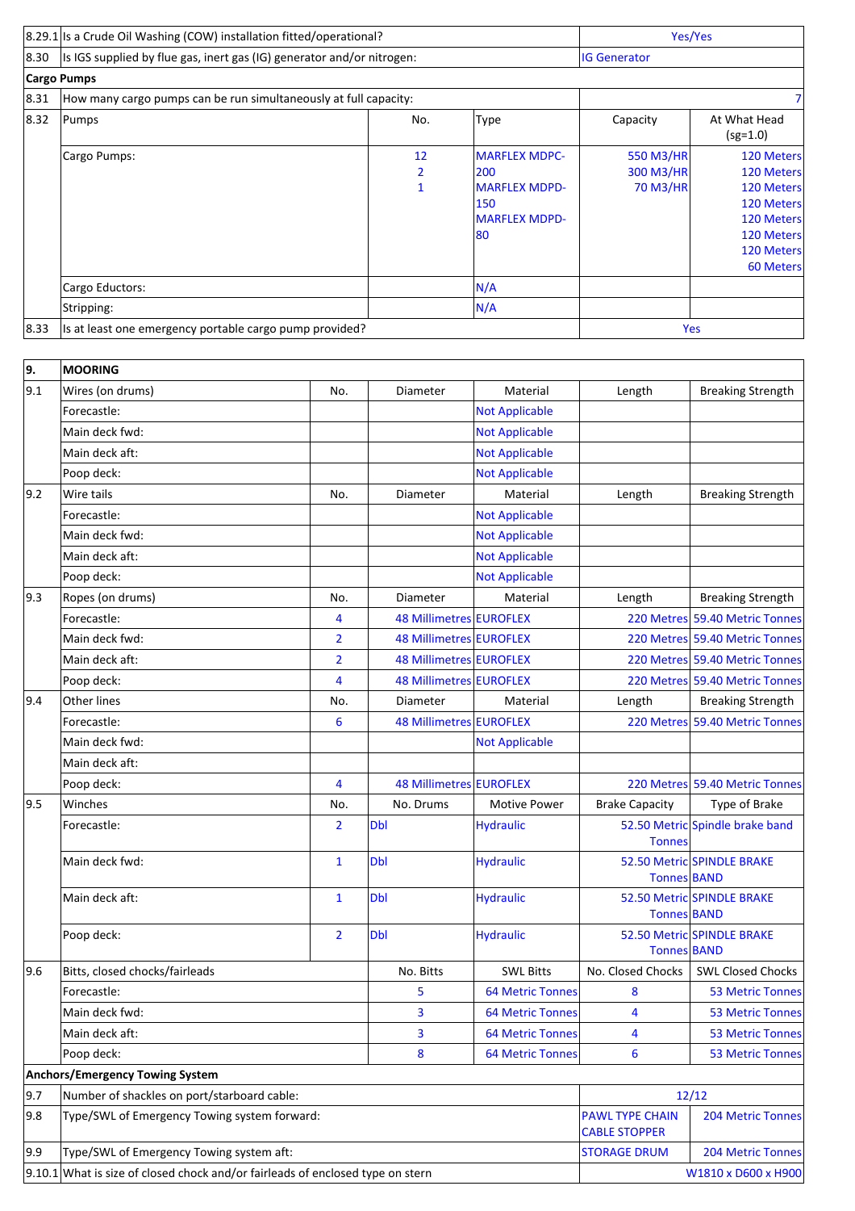| | | | | | |
|---|---|---|---|---|---|
| 8.29.1 | Is a Crude Oil Washing (COW) installation fitted/operational? | | | Yes/Yes | |
| 8.30 | Is IGS supplied by flue gas, inert gas (IG) generator and/or nitrogen: | | | IG Generator | |
| **Cargo Pumps** | | | | | |
| 8.31 | How many cargo pumps can be run simultaneously at full capacity: | | | | 7 |
| 8.32 | Pumps | No. | Type | Capacity | At What Head (sg=1.0) |
| | Cargo Pumps: | 12<br>2<br>1 | MARFLEX MDPC-200<br>MARFLEX MDPD-150<br>MARFLEX MDPD-80 | 550 M3/HR<br>300 M3/HR<br>70 M3/HR | 120 Meters<br>120 Meters<br>120 Meters<br>120 Meters<br>120 Meters<br>120 Meters<br>120 Meters<br>60 Meters |
| | Cargo Eductors: | | N/A | | |
| | Stripping: | | N/A | | |
| 8.33 | Is at least one emergency portable cargo pump provided? | | | Yes | |

| | | | | | | |
|---|---|---|---|---|---|---|
| **9.** | **MOORING** | | | | | |
| 9.1 | Wires (on drums) | No. | Diameter | Material | Length | Breaking Strength |
| | Forecastle: | | | Not Applicable | | |
| | Main deck fwd: | | | Not Applicable | | |
| | Main deck aft: | | | Not Applicable | | |
| | Poop deck: | | | Not Applicable | | |
| 9.2 | Wire tails | No. | Diameter | Material | Length | Breaking Strength |
| | Forecastle: | | | Not Applicable | | |
| | Main deck fwd: | | | Not Applicable | | |
| | Main deck aft: | | | Not Applicable | | |
| | Poop deck: | | | Not Applicable | | |
| 9.3 | Ropes (on drums) | No. | Diameter | Material | Length | Breaking Strength |
| | Forecastle: | 4 | 48 Millimetres | EUROFLEX | 220 Metres | 59.40 Metric Tonnes |
| | Main deck fwd: | 2 | 48 Millimetres | EUROFLEX | 220 Metres | 59.40 Metric Tonnes |
| | Main deck aft: | 2 | 48 Millimetres | EUROFLEX | 220 Metres | 59.40 Metric Tonnes |
| | Poop deck: | 4 | 48 Millimetres | EUROFLEX | 220 Metres | 59.40 Metric Tonnes |
| 9.4 | Other lines | No. | Diameter | Material | Length | Breaking Strength |
| | Forecastle: | 6 | 48 Millimetres | EUROFLEX | 220 Metres | 59.40 Metric Tonnes |
| | Main deck fwd: | | | Not Applicable | | |
| | Main deck aft: | | | | | |
| | Poop deck: | 4 | 48 Millimetres | EUROFLEX | 220 Metres | 59.40 Metric Tonnes |
| 9.5 | Winches | No. | No. Drums | Motive Power | Brake Capacity | Type of Brake |
| | Forecastle: | 2 | Dbl | Hydraulic | 52.50 Metric Tonnes | Spindle brake band |
| | Main deck fwd: | 1 | Dbl | Hydraulic | 52.50 Metric Tonnes | SPINDLE BRAKE BAND |
| | Main deck aft: | 1 | Dbl | Hydraulic | 52.50 Metric Tonnes | SPINDLE BRAKE BAND |
| | Poop deck: | 2 | Dbl | Hydraulic | 52.50 Metric Tonnes | SPINDLE BRAKE BAND |
| 9.6 | Bitts, closed chocks/fairleads | | No. Bitts | SWL Bitts | No. Closed Chocks | SWL Closed Chocks |
| | Forecastle: | | 5 | 64 Metric Tonnes | 8 | 53 Metric Tonnes |
| | Main deck fwd: | | 3 | 64 Metric Tonnes | 4 | 53 Metric Tonnes |
| | Main deck aft: | | 3 | 64 Metric Tonnes | 4 | 53 Metric Tonnes |
| | Poop deck: | | 8 | 64 Metric Tonnes | 6 | 53 Metric Tonnes |
| **Anchors/Emergency Towing System** | | | | | | |
| 9.7 | Number of shackles on port/starboard cable: | | | | 12/12 | |
| 9.8 | Type/SWL of Emergency Towing system forward: | | | | PAWL TYPE CHAIN CABLE STOPPER | 204 Metric Tonnes |
| 9.9 | Type/SWL of Emergency Towing system aft: | | | | STORAGE DRUM | 204 Metric Tonnes |
| 9.10.1 | What is size of closed chock and/or fairleads of enclosed type on stern | | | | | W1810 x D600 x H900 |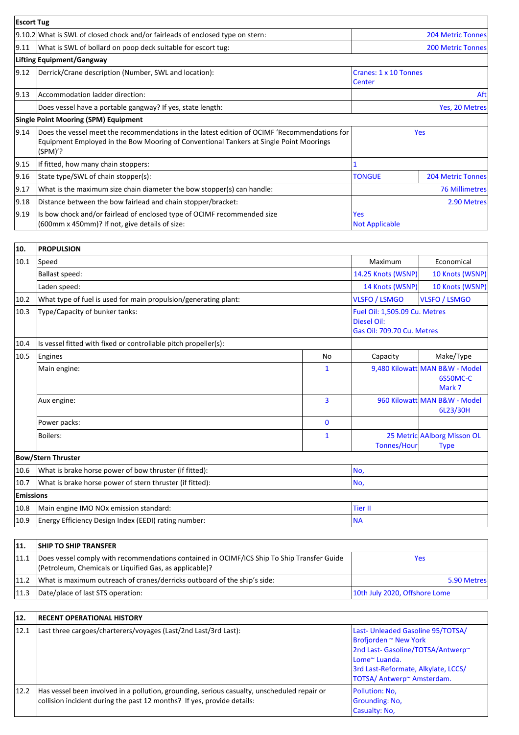| **Escort Tug** | | | |
|---|---|---|---|
| 9.10.2 | What is SWL of closed chock and/or fairleads of enclosed type on stern: | 204 Metric Tonnes | |
| 9.11 | What is SWL of bollard on poop deck suitable for escort tug: | 200 Metric Tonnes | |
| **Lifting Equipment/Gangway** | | | |
| 9.12 | Derrick/Crane description (Number, SWL and location): | Cranes: 1 x 10 Tonnes Center | |
| 9.13 | Accommodation ladder direction: | Aft | |
| | Does vessel have a portable gangway? If yes, state length: | Yes, 20 Metres | |
| **Single Point Mooring (SPM) Equipment** | | | |
| 9.14 | Does the vessel meet the recommendations in the latest edition of OCIMF 'Recommendations for Equipment Employed in the Bow Mooring of Conventional Tankers at Single Point Moorings (SPM)'? | Yes | |
| 9.15 | If fitted, how many chain stoppers: | 1 | |
| 9.16 | State type/SWL of chain stopper(s): | TONGUE | 204 Metric Tonnes |
| 9.17 | What is the maximum size chain diameter the bow stopper(s) can handle: | 76 Millimetres | |
| 9.18 | Distance between the bow fairlead and chain stopper/bracket: | 2.90 Metres | |
| 9.19 | Is bow chock and/or fairlead of enclosed type of OCIMF recommended size (600mm x 450mm)? If not, give details of size: | Yes<br>Not Applicable | |

| **10.** | **PROPULSION** | | | |
|---|---|---|---|---|
| 10.1 | Speed | | Maximum | Economical |
| | Ballast speed: | | 14.25 Knots (WSNP) | 10 Knots (WSNP) |
| | Laden speed: | | 14 Knots (WSNP) | 10 Knots (WSNP) |
| 10.2 | What type of fuel is used for main propulsion/generating plant: | | VLSFO / LSMGO | VLSFO / LSMGO |
| 10.3 | Type/Capacity of bunker tanks: | | Fuel Oil: 1,505.09 Cu. Metres<br>Diesel Oil:<br>Gas Oil: 709.70 Cu. Metres | |
| 10.4 | Is vessel fitted with fixed or controllable pitch propeller(s): | | | |
| 10.5 | Engines | No | Capacity | Make/Type |
| | Main engine: | 1 | 9,480 Kilowatt | MAN B&W - Model 6S50MC-C Mark 7 |
| | Aux engine: | 3 | 960 Kilowatt | MAN B&W - Model 6L23/30H |
| | Power packs: | 0 | | |
| | Boilers: | 1 | 25 Metric Tonnes/Hour | AAlborg Misson OL Type |
| **Bow/Stern Thruster** | | | | |
| 10.6 | What is brake horse power of bow thruster (if fitted): | | No, | |
| 10.7 | What is brake horse power of stern thruster (if fitted): | | No, | |
| **Emissions** | | | | |
| 10.8 | Main engine IMO NOx emission standard: | | Tier II | |
| 10.9 | Energy Efficiency Design Index (EEDI) rating number: | | NA | |

| **11.** | **SHIP TO SHIP TRANSFER** | |
|---|---|---|
| 11.1 | Does vessel comply with recommendations contained in OCIMF/ICS Ship To Ship Transfer Guide (Petroleum, Chemicals or Liquified Gas, as applicable)? | Yes |
| 11.2 | What is maximum outreach of cranes/derricks outboard of the ship's side: | 5.90 Metres |
| 11.3 | Date/place of last STS operation: | 10th July 2020, Offshore Lome |

| **12.** | **RECENT OPERATIONAL HISTORY** | |
|---|---|---|
| 12.1 | Last three cargoes/charterers/voyages (Last/2nd Last/3rd Last): | Last- Unleaded Gasoline 95/TOTSA/ Brofjorden ~ New York<br>2nd Last- Gasoline/TOTSA/Antwerp~ Lome~ Luanda.<br>3rd Last-Reformate, Alkylate, LCCS/ TOTSA/ Antwerp~ Amsterdam. |
| 12.2 | Has vessel been involved in a pollution, grounding, serious casualty, unscheduled repair or collision incident during the past 12 months? If yes, provide details: | Pollution: No,<br>Grounding: No,<br>Casualty: No, |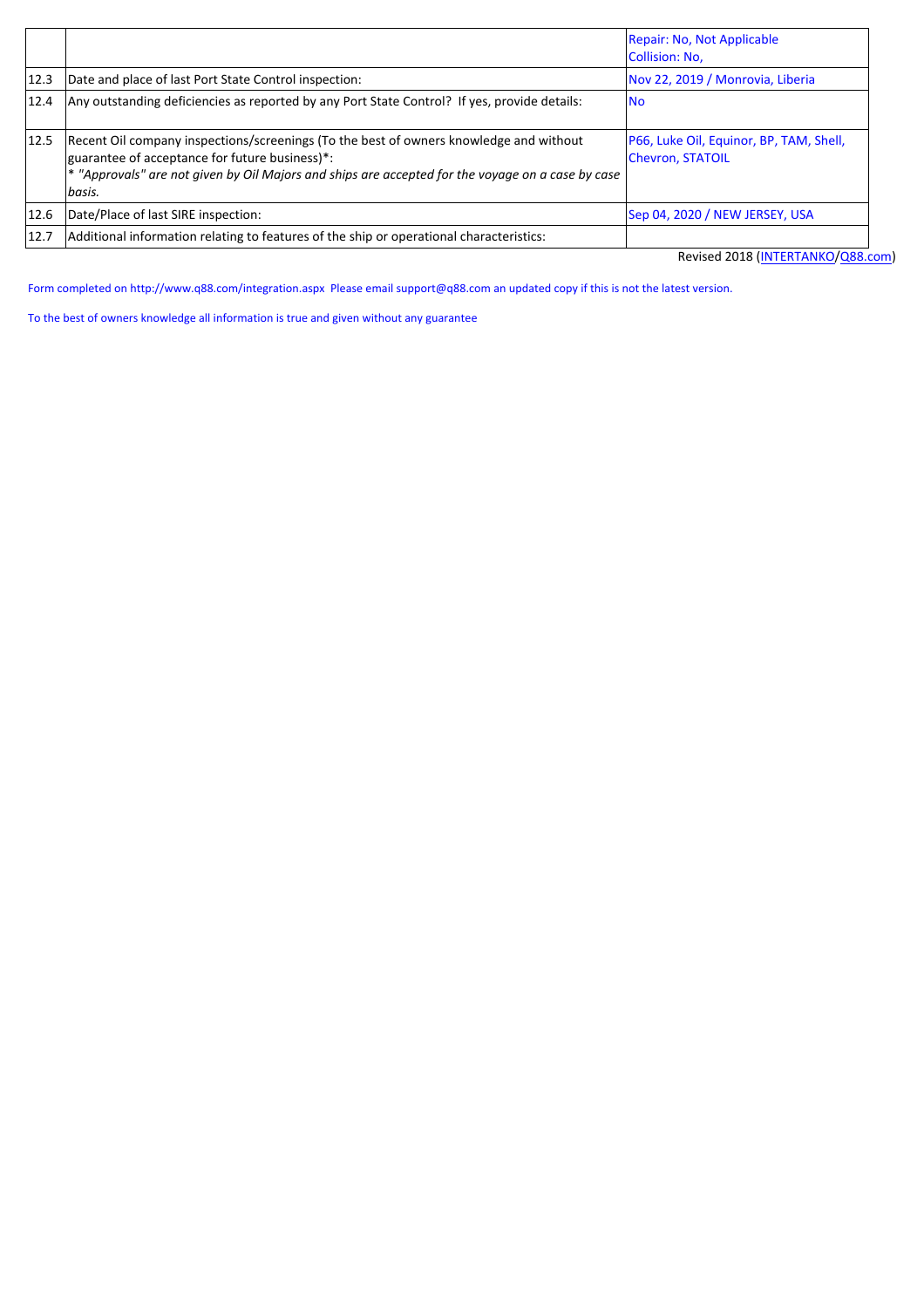| | | |
|---|---|---|
| | | Repair: No, Not Applicable<br>Collision: No, |
| 12.3 | Date and place of last Port State Control inspection: | Nov 22, 2019 / Monrovia, Liberia |
| 12.4 | Any outstanding deficiencies as reported by any Port State Control? If yes, provide details: | No |
| 12.5 | Recent Oil company inspections/screenings (To the best of owners knowledge and without guarantee of acceptance for future business)*:<br>*\* "Approvals" are not given by Oil Majors and ships are accepted for the voyage on a case by case basis.* | P66, Luke Oil, Equinor, BP, TAM, Shell, Chevron, STATOIL |
| 12.6 | Date/Place of last SIRE inspection: | Sep 04, 2020 / NEW JERSEY, USA |
| 12.7 | Additional information relating to features of the ship or operational characteristics: | |

Revised 2018 (INTERTANKO/Q88.com)

Form completed on http://www.q88.com/integration.aspx Please email support@q88.com an updated copy if this is not the latest version.

To the best of owners knowledge all information is true and given without any guarantee